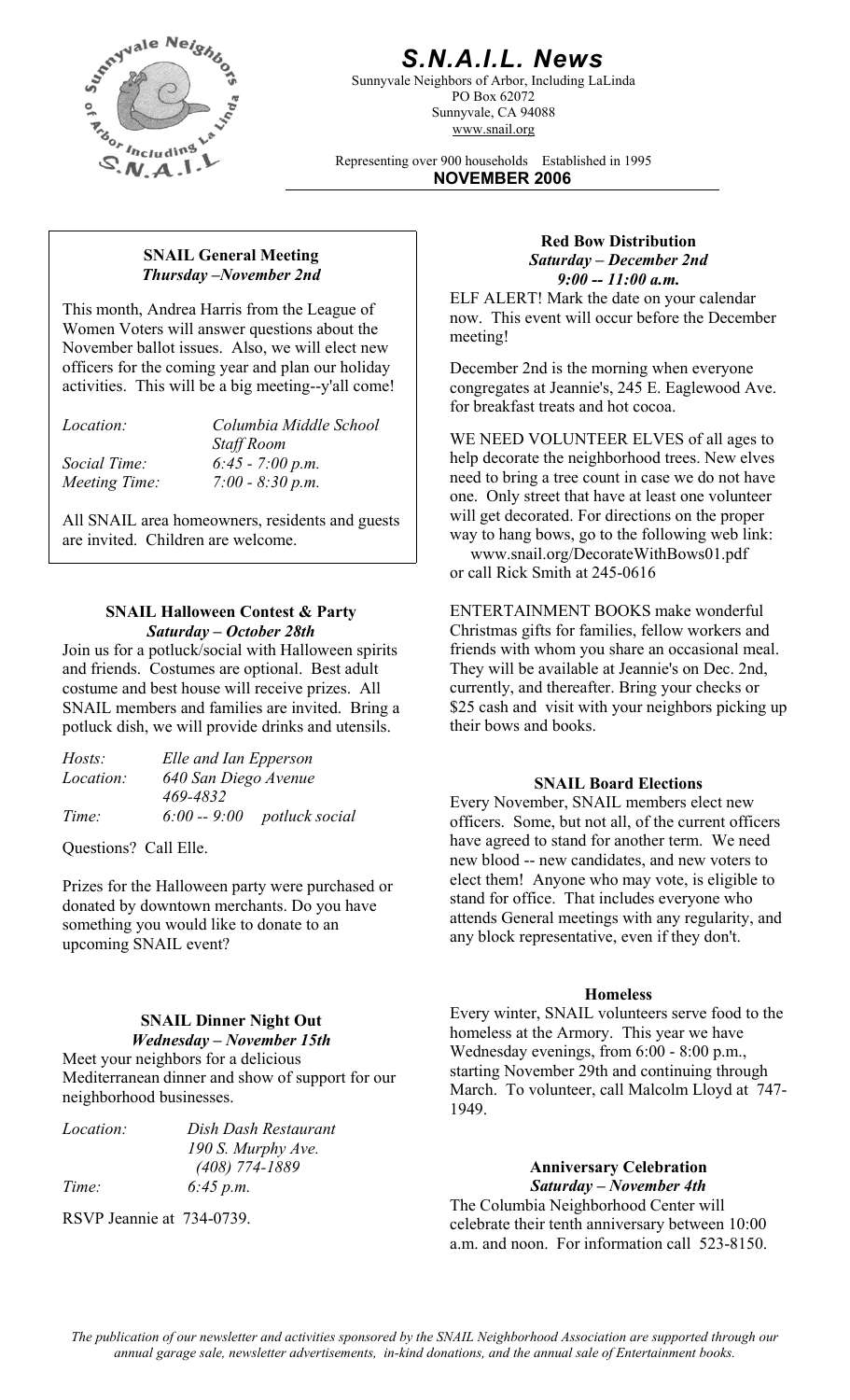# S.N.A.I.L. News

Sunnyvale Neighbors of Arbor, Including LaLinda
PO Box 62072
Sunnyvale, CA 94088
www.snail.org

Representing over 900 households    Established in 1995

**NOVEMBER 2006**

## SNAIL General Meeting
***Thursday –November 2nd***

This month, Andrea Harris from the League of Women Voters will answer questions about the November ballot issues. Also, we will elect new officers for the coming year and plan our holiday activities. This will be a big meeting--y'all come!

| | |
|---|---|
| *Location:* | *Columbia Middle School Staff Room* |
| *Social Time:* | *6:45 - 7:00 p.m.* |
| *Meeting Time:* | *7:00 - 8:30 p.m.* |

All SNAIL area homeowners, residents and guests are invited. Children are welcome.

## SNAIL Halloween Contest & Party
***Saturday – October 28th***

Join us for a potluck/social with Halloween spirits and friends. Costumes are optional. Best adult costume and best house will receive prizes. All SNAIL members and families are invited. Bring a potluck dish, we will provide drinks and utensils.

| | |
|---|---|
| *Hosts:* | *Elle and Ian Epperson* |
| *Location:* | *640 San Diego Avenue 469-4832* |
| *Time:* | *6:00 -- 9:00 potluck social* |

Questions? Call Elle.

Prizes for the Halloween party were purchased or donated by downtown merchants. Do you have something you would like to donate to an upcoming SNAIL event?

## SNAIL Dinner Night Out
***Wednesday – November 15th***

Meet your neighbors for a delicious Mediterranean dinner and show of support for our neighborhood businesses.

| | |
|---|---|
| *Location:* | *Dish Dash Restaurant 190 S. Murphy Ave. (408) 774-1889* |
| *Time:* | *6:45 p.m.* |

RSVP Jeannie at 734-0739.

## Red Bow Distribution
***Saturday – December 2nd***
***9:00 -- 11:00 a.m.***

ELF ALERT! Mark the date on your calendar now. This event will occur before the December meeting!

December 2nd is the morning when everyone congregates at Jeannie's, 245 E. Eaglewood Ave. for breakfast treats and hot cocoa.

WE NEED VOLUNTEER ELVES of all ages to help decorate the neighborhood trees. New elves need to bring a tree count in case we do not have one. Only street that have at least one volunteer will get decorated. For directions on the proper way to hang bows, go to the following web link:
www.snail.org/DecorateWithBows01.pdf
or call Rick Smith at 245-0616

ENTERTAINMENT BOOKS make wonderful Christmas gifts for families, fellow workers and friends with whom you share an occasional meal. They will be available at Jeannie's on Dec. 2nd, currently, and thereafter. Bring your checks or $25 cash and visit with your neighbors picking up their bows and books.

## SNAIL Board Elections

Every November, SNAIL members elect new officers. Some, but not all, of the current officers have agreed to stand for another term. We need new blood -- new candidates, and new voters to elect them! Anyone who may vote, is eligible to stand for office. That includes everyone who attends General meetings with any regularity, and any block representative, even if they don't.

## Homeless

Every winter, SNAIL volunteers serve food to the homeless at the Armory. This year we have Wednesday evenings, from 6:00 - 8:00 p.m., starting November 29th and continuing through March. To volunteer, call Malcolm Lloyd at 747-1949.

## Anniversary Celebration
***Saturday – November 4th***

The Columbia Neighborhood Center will celebrate their tenth anniversary between 10:00 a.m. and noon. For information call 523-8150.

*The publication of our newsletter and activities sponsored by the SNAIL Neighborhood Association are supported through our annual garage sale, newsletter advertisements, in-kind donations, and the annual sale of Entertainment books.*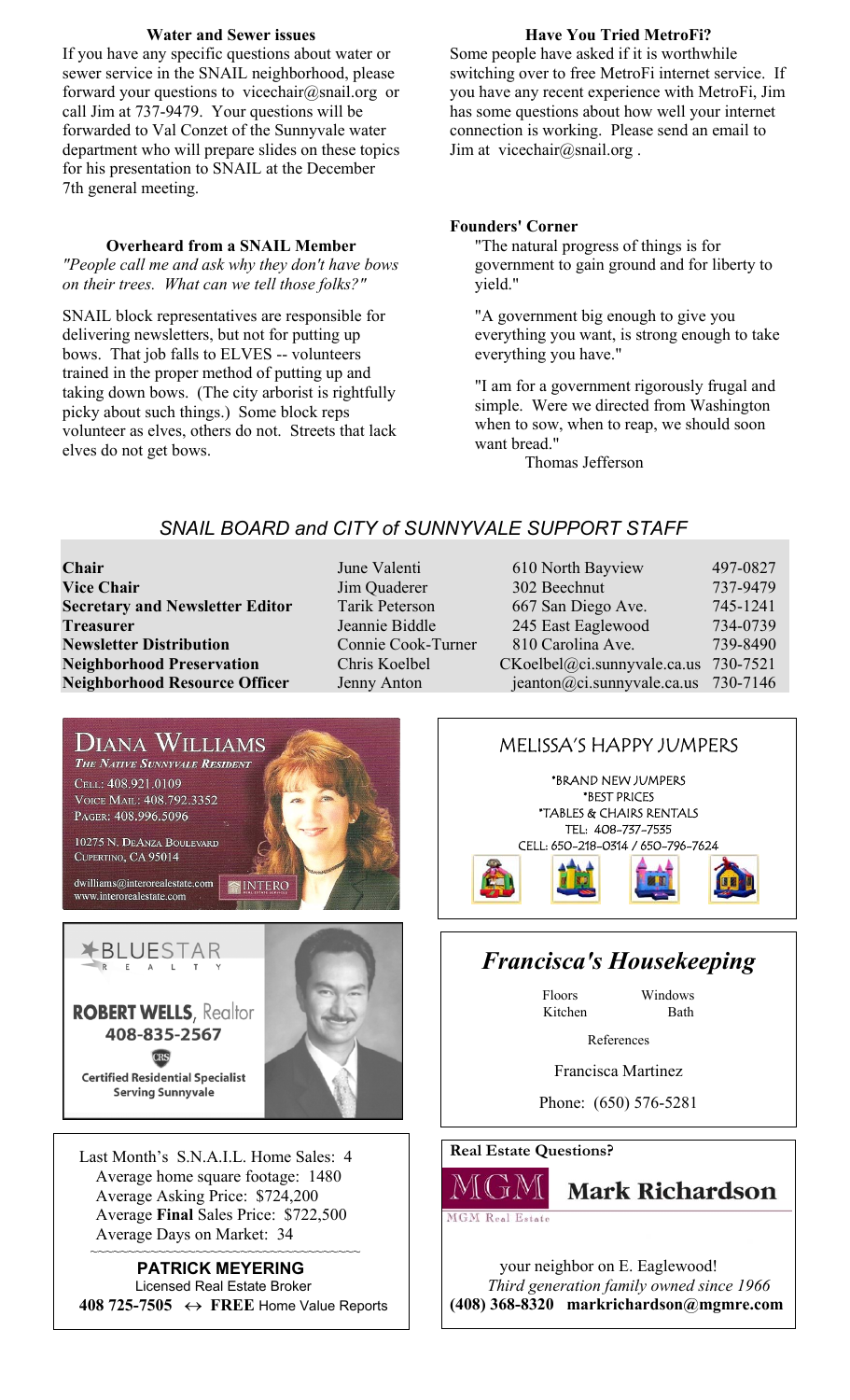### Water and Sewer issues

If you have any specific questions about water or sewer service in the SNAIL neighborhood, please forward your questions to vicechair@snail.org or call Jim at 737-9479. Your questions will be forwarded to Val Conzet of the Sunnyvale water department who will prepare slides on these topics for his presentation to SNAIL at the December 7th general meeting.

### Overheard from a SNAIL Member

*"People call me and ask why they don't have bows on their trees. What can we tell those folks?"*

SNAIL block representatives are responsible for delivering newsletters, but not for putting up bows. That job falls to ELVES -- volunteers trained in the proper method of putting up and taking down bows. (The city arborist is rightfully picky about such things.) Some block reps volunteer as elves, others do not. Streets that lack elves do not get bows.

### Have You Tried MetroFi?

Some people have asked if it is worthwhile switching over to free MetroFi internet service. If you have any recent experience with MetroFi, Jim has some questions about how well your internet connection is working. Please send an email to Jim at vicechair@snail.org .

### Founders' Corner

"The natural progress of things is for government to gain ground and for liberty to yield."

"A government big enough to give you everything you want, is strong enough to take everything you have."

"I am for a government rigorously frugal and simple. Were we directed from Washington when to sow, when to reap, we should soon want bread."

Thomas Jefferson

## *SNAIL BOARD and CITY of SUNNYVALE SUPPORT STAFF*

| | | | |
|---|---|---|---|
| **Chair** | June Valenti | 610 North Bayview | 497-0827 |
| **Vice Chair** | Jim Quaderer | 302 Beechnut | 737-9479 |
| **Secretary and Newsletter Editor** | Tarik Peterson | 667 San Diego Ave. | 745-1241 |
| **Treasurer** | Jeannie Biddle | 245 East Eaglewood | 734-0739 |
| **Newsletter Distribution** | Connie Cook-Turner | 810 Carolina Ave. | 739-8490 |
| **Neighborhood Preservation** | Chris Koelbel | CKoelbel@ci.sunnyvale.ca.us | 730-7521 |
| **Neighborhood Resource Officer** | Jenny Anton | jeanton@ci.sunnyvale.ca.us | 730-7146 |

DIANA WILLIAMS
*THE NATIVE SUNNYVALE RESIDENT*
CELL: 408.921.0109
VOICE MAIL: 408.792.3352
PAGER: 408.996.5096
10275 N. DEANZA BOULEVARD
CUPERTINO, CA 95014
dwilliams@interorealestate.com
www.interorealestate.com
INTERO

MELISSA'S HAPPY JUMPERS
*BRAND NEW JUMPERS
*BEST PRICES
*TABLES & CHAIRS RENTALS
TEL: 408-737-7535
CELL: 650-218-0314 / 650-796-7624

BLUESTAR REALTY
**ROBERT WELLS**, Realtor
**408-835-2567**
CRS
**Certified Residential Specialist**
**Serving Sunnyvale**

*Francisca's Housekeeping*

Floors Windows
Kitchen Bath

References

Francisca Martinez

Phone: (650) 576-5281

Last Month's S.N.A.I.L. Home Sales: 4
Average Home square footage: 1480
Average Asking Price: $724,200
Average **Final** Sales Price: $722,500
Average Days on Market: 34

**PATRICK MEYERING**
Licensed Real Estate Broker
**408 725-7505** ↔ **FREE** Home Value Reports

**Real Estate Questions?**

MGM
MGM Real Estate
**Mark Richardson**

your neighbor on E. Eaglewood!
*Third generation family owned since 1966*
**(408) 368-8320 markrichardson@mgmre.com**